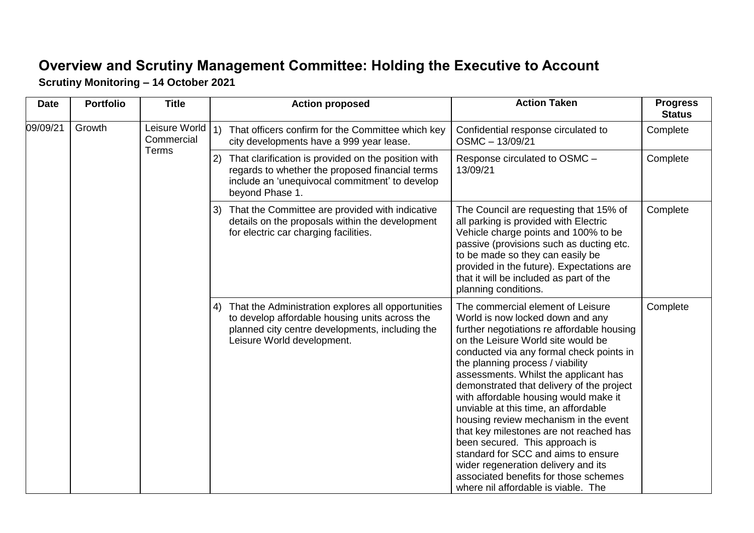# Overview and Scrutiny Management Committee: Holding the Executive to Account

**Scrutiny Monitoring – 14 October 2021**

| Date | Portfolio | Title | Action proposed | Action Taken | Progress Status |
|---|---|---|---|---|---|
| 09/09/21 | Growth | Leisure World Commercial Terms | 1) That officers confirm for the Committee which key city developments have a 999 year lease. | Confidential response circulated to OSMC – 13/09/21 | Complete |
| | | | 2) That clarification is provided on the position with regards to whether the proposed financial terms include an 'unequivocal commitment' to develop beyond Phase 1. | Response circulated to OSMC – 13/09/21 | Complete |
| | | | 3) That the Committee are provided with indicative details on the proposals within the development for electric car charging facilities. | The Council are requesting that 15% of all parking is provided with Electric Vehicle charge points and 100% to be passive (provisions such as ducting etc. to be made so they can easily be provided in the future). Expectations are that it will be included as part of the planning conditions. | Complete |
| | | | 4) That the Administration explores all opportunities to develop affordable housing units across the planned city centre developments, including the Leisure World development. | The commercial element of Leisure World is now locked down and any further negotiations re affordable housing on the Leisure World site would be conducted via any formal check points in the planning process / viability assessments. Whilst the applicant has demonstrated that delivery of the project with affordable housing would make it unviable at this time, an affordable housing review mechanism in the event that key milestones are not reached has been secured. This approach is standard for SCC and aims to ensure wider regeneration delivery and its associated benefits for those schemes where nil affordable is viable. The | Complete |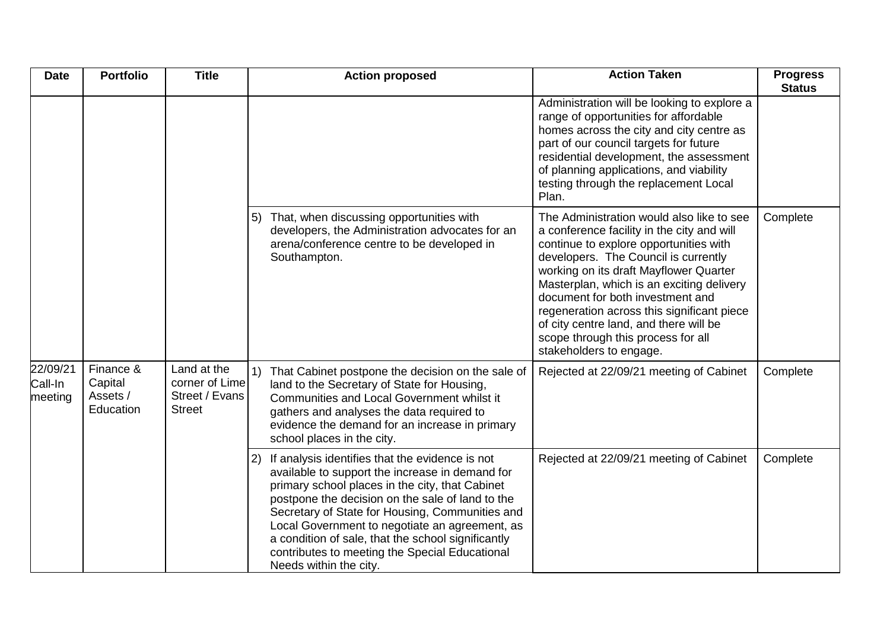| Date | Portfolio | Title | Action proposed | Action Taken | Progress Status |
|---|---|---|---|---|---|
| | | | | Administration will be looking to explore a range of opportunities for affordable homes across the city and city centre as part of our council targets for future residential development, the assessment of planning applications, and viability testing through the replacement Local Plan. | |
| | | | 5) That, when discussing opportunities with developers, the Administration advocates for an arena/conference centre to be developed in Southampton. | The Administration would also like to see a conference facility in the city and will continue to explore opportunities with developers. The Council is currently working on its draft Mayflower Quarter Masterplan, which is an exciting delivery document for both investment and regeneration across this significant piece of city centre land, and there will be scope through this process for all stakeholders to engage. | Complete |
| 22/09/21 Call-In meeting | Finance & Capital Assets / Education | Land at the corner of Lime Street / Evans Street | 1) That Cabinet postpone the decision on the sale of land to the Secretary of State for Housing, Communities and Local Government whilst it gathers and analyses the data required to evidence the demand for an increase in primary school places in the city. | Rejected at 22/09/21 meeting of Cabinet | Complete |
| | | | 2) If analysis identifies that the evidence is not available to support the increase in demand for primary school places in the city, that Cabinet postpone the decision on the sale of land to the Secretary of State for Housing, Communities and Local Government to negotiate an agreement, as a condition of sale, that the school significantly contributes to meeting the Special Educational Needs within the city. | Rejected at 22/09/21 meeting of Cabinet | Complete |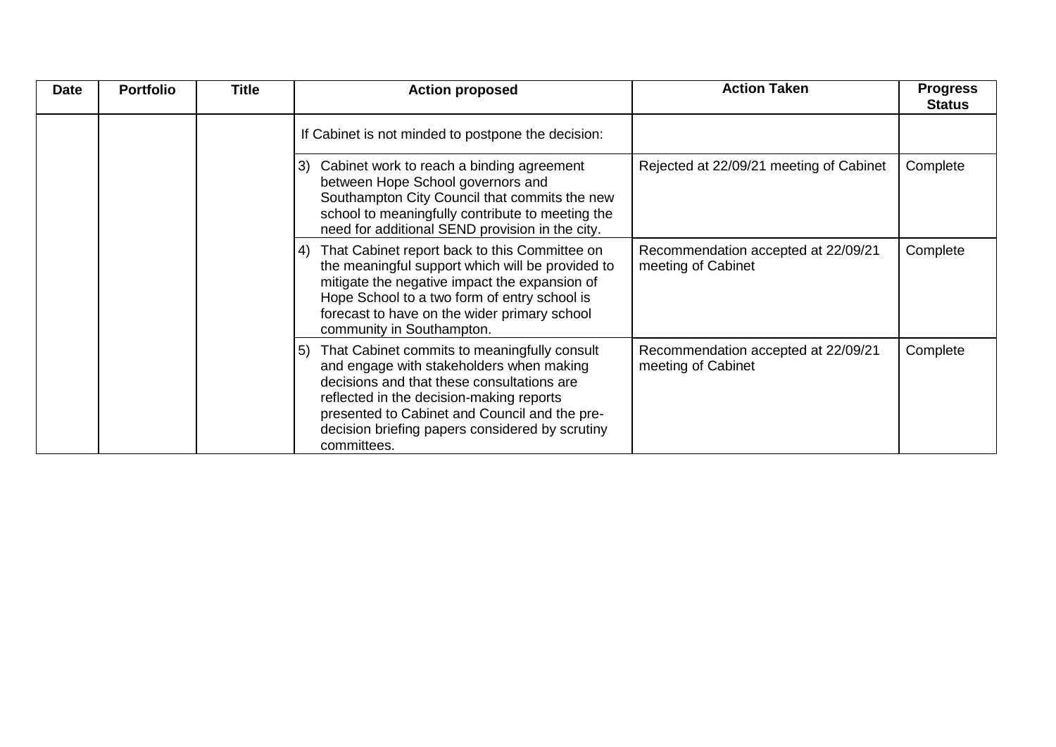| Date | Portfolio | Title | Action proposed | Action Taken | Progress Status |
|---|---|---|---|---|---|
| | | | If Cabinet is not minded to postpone the decision: | | |
| | | | 3) Cabinet work to reach a binding agreement between Hope School governors and Southampton City Council that commits the new school to meaningfully contribute to meeting the need for additional SEND provision in the city. | Rejected at 22/09/21 meeting of Cabinet | Complete |
| | | | 4) That Cabinet report back to this Committee on the meaningful support which will be provided to mitigate the negative impact the expansion of Hope School to a two form of entry school is forecast to have on the wider primary school community in Southampton. | Recommendation accepted at 22/09/21 meeting of Cabinet | Complete |
| | | | 5) That Cabinet commits to meaningfully consult and engage with stakeholders when making decisions and that these consultations are reflected in the decision-making reports presented to Cabinet and Council and the pre-decision briefing papers considered by scrutiny committees. | Recommendation accepted at 22/09/21 meeting of Cabinet | Complete |